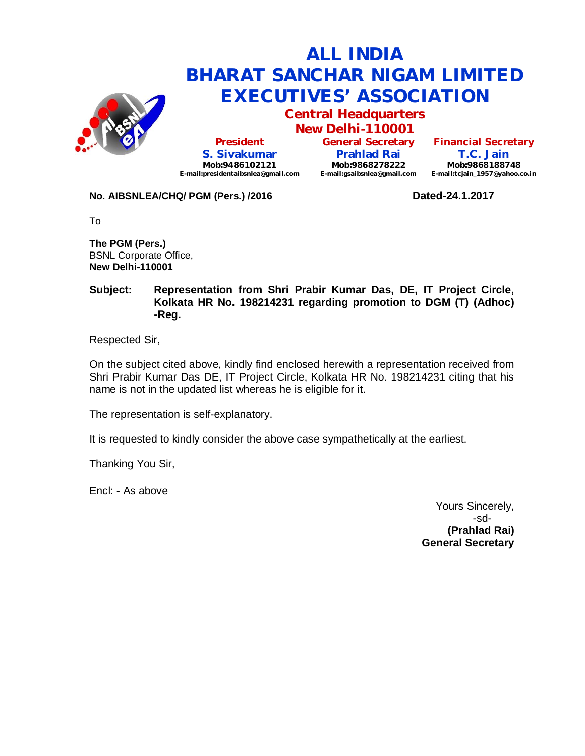# ALL INDIA
# BHARAT SANCHAR NIGAM LIMITED
# EXECUTIVES' ASSOCIATION

## Central Headquarters
## New Delhi-110001

| President | General Secretary | Financial Secretary |
|---|---|---|
| **S. Sivakumar** | **Prahlad Rai** | **T.C. Jain** |
| Mob:9486102121 | Mob:9868278222 | Mob:9868188748 |
| E-mail:presidentaibsnlea@gmail.com | E-mail:gsaibsnlea@gmail.com | E-mail:tcjain_1957@yahoo.co.in |

**No. AIBSNLEA/CHQ/ PGM (Pers.) /2016** **Dated-24.1.2017**

To

**The PGM (Pers.)**
BSNL Corporate Office,
**New Delhi-110001**

**Subject: Representation from Shri Prabir Kumar Das, DE, IT Project Circle, Kolkata HR No. 198214231 regarding promotion to DGM (T) (Adhoc) -Reg.**

Respected Sir,

On the subject cited above, kindly find enclosed herewith a representation received from Shri Prabir Kumar Das DE, IT Project Circle, Kolkata HR No. 198214231 citing that his name is not in the updated list whereas he is eligible for it.

The representation is self-explanatory.

It is requested to kindly consider the above case sympathetically at the earliest.

Thanking You Sir,

Encl: - As above

Yours Sincerely,
-sd-
**(Prahlad Rai)**
**General Secretary**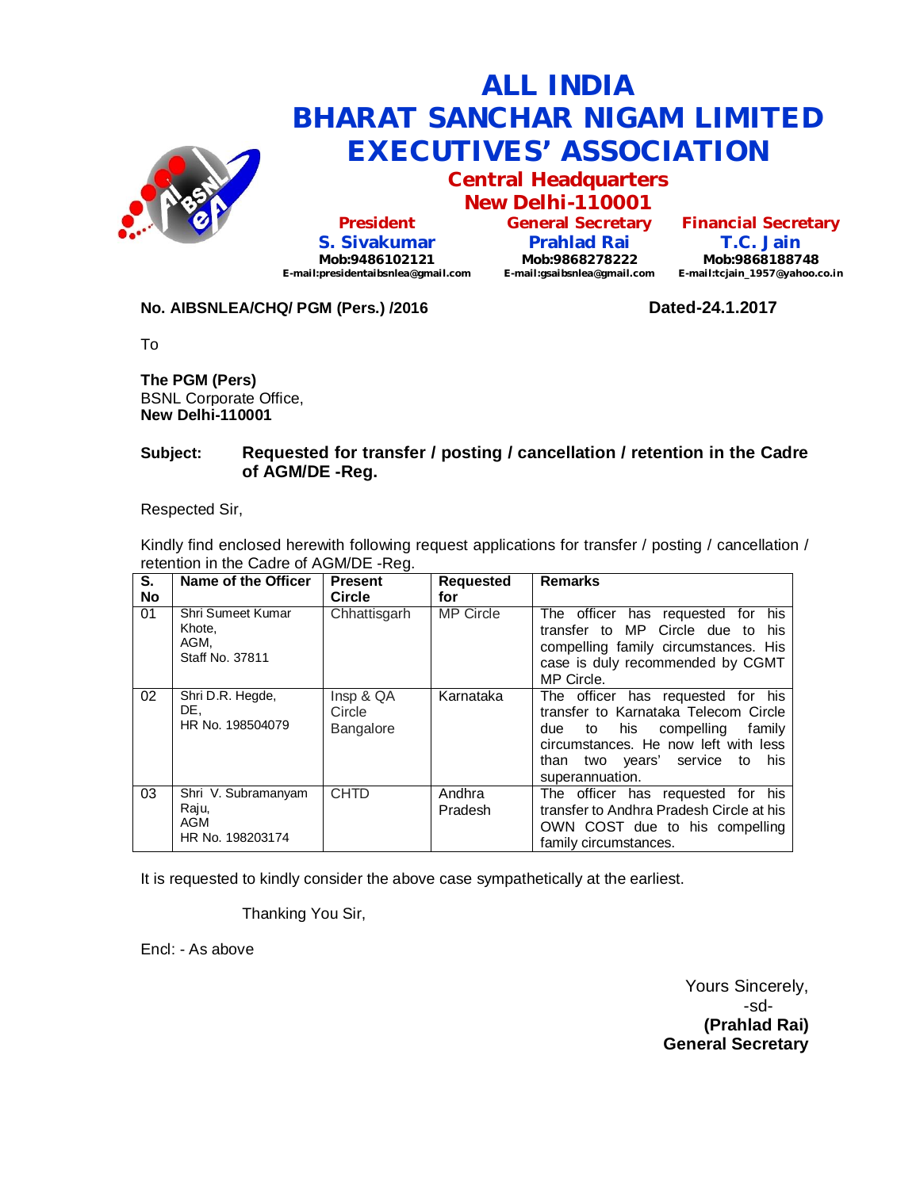# ALL INDIA BHARAT SANCHAR NIGAM LIMITED EXECUTIVES' ASSOCIATION

## Central Headquarters
## New Delhi-110001

| President | General Secretary | Financial Secretary |
|---|---|---|
| **S. Sivakumar** | **Prahlad Rai** | **T.C. Jain** |
| Mob:9486102121 | Mob:9868278222 | Mob:9868188748 |
| E-mail:presidentaibsnlea@gmail.com | E-mail:gsaibsnlea@gmail.com | E-mail:tcjain_1957@yahoo.co.in |

**No. AIBSNLEA/CHQ/ PGM (Pers.) /2016** **Dated-24.1.2017**

To

**The PGM (Pers)**
BSNL Corporate Office,
**New Delhi-110001**

**Subject: Requested for transfer / posting / cancellation / retention in the Cadre of AGM/DE -Reg.**

Respected Sir,

Kindly find enclosed herewith following request applications for transfer / posting / cancellation / retention in the Cadre of AGM/DE -Reg.

| S. No | Name of the Officer | Present Circle | Requested for | Remarks |
|---|---|---|---|---|
| 01 | Shri Sumeet Kumar Khote, AGM, Staff No. 37811 | Chhattisgarh | MP Circle | The officer has requested for his transfer to MP Circle due to his compelling family circumstances. His case is duly recommended by CGMT MP Circle. |
| 02 | Shri D.R. Hegde, DE, HR No. 198504079 | Insp & QA Circle Bangalore | Karnataka | The officer has requested for his transfer to Karnataka Telecom Circle due to his compelling family circumstances. He now left with less than two years' service to his superannuation. |
| 03 | Shri V. Subramanyam Raju, AGM HR No. 198203174 | CHTD | Andhra Pradesh | The officer has requested for his transfer to Andhra Pradesh Circle at his OWN COST due to his compelling family circumstances. |

It is requested to kindly consider the above case sympathetically at the earliest.

Thanking You Sir,

Encl: - As above

Yours Sincerely,
-sd-
**(Prahlad Rai)**
**General Secretary**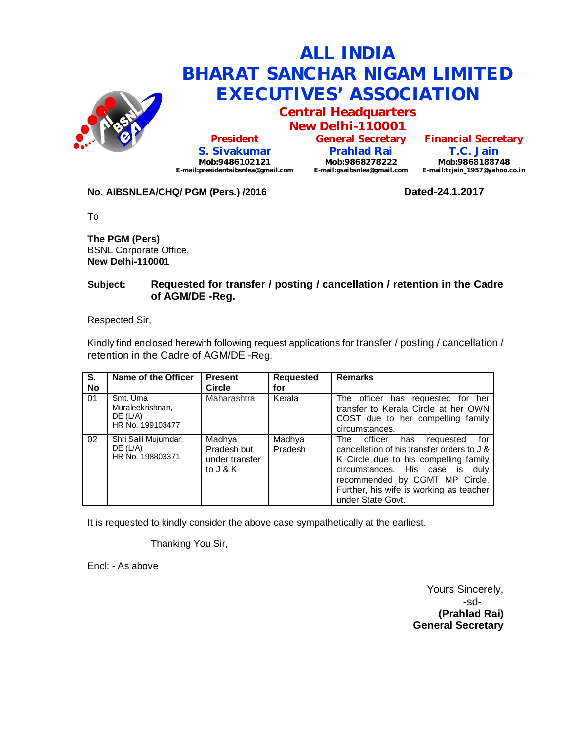# ALL INDIA BHARAT SANCHAR NIGAM LIMITED EXECUTIVES' ASSOCIATION

## Central Headquarters New Delhi-110001

| President | General Secretary | Financial Secretary |
|---|---|---|
| S. Sivakumar | Prahlad Rai | T.C. Jain |
| Mob:9486102121 | Mob:9868278222 | Mob:9868188748 |
| E-mail:presidentaibsnlea@gmail.com | E-mail:gsaibsnlea@gmail.com | E-mail:tcjain_1957@yahoo.co.in |

**No. AIBSNLEA/CHQ/ PGM (Pers.) /2016** **Dated-24.1.2017**

To

**The PGM (Pers)**
BSNL Corporate Office,
**New Delhi-110001**

**Subject: Requested for transfer / posting / cancellation / retention in the Cadre of AGM/DE -Reg.**

Respected Sir,

Kindly find enclosed herewith following request applications for transfer / posting / cancellation / retention in the Cadre of AGM/DE -Reg.

| S. No | Name of the Officer | Present Circle | Requested for | Remarks |
|---|---|---|---|---|
| 01 | Smt. Uma Muraleekrishnan, DE (L/A) HR No. 199103477 | Maharashtra | Kerala | The officer has requested for her transfer to Kerala Circle at her OWN COST due to her compelling family circumstances. |
| 02 | Shri Salil Mujumdar, DE (L/A) HR No. 198803371 | Madhya Pradesh but under transfer to J & K | Madhya Pradesh | The officer has requested for cancellation of his transfer orders to J & K Circle due to his compelling family circumstances. His case is duly recommended by CGMT MP Circle. Further, his wife is working as teacher under State Govt. |

It is requested to kindly consider the above case sympathetically at the earliest.

Thanking You Sir,

Encl: - As above

Yours Sincerely,
-sd-
**(Prahlad Rai)**
**General Secretary**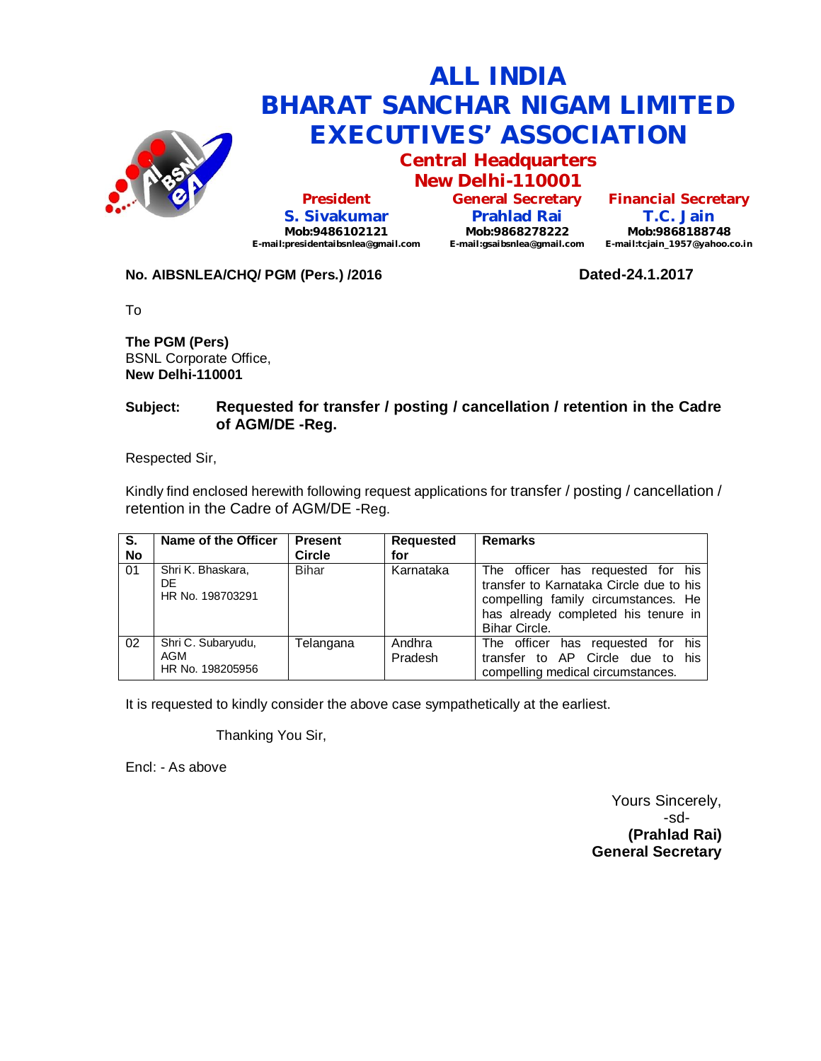# ALL INDIA BHARAT SANCHAR NIGAM LIMITED EXECUTIVES' ASSOCIATION

## Central Headquarters New Delhi-110001

| President | General Secretary | Financial Secretary |
|---|---|---|
| **S. Sivakumar** | **Prahlad Rai** | **T.C. Jain** |
| Mob:9486102121 | Mob:9868278222 | Mob:9868188748 |
| E-mail:presidentaibsnlea@gmail.com | E-mail:gsaibsnlea@gmail.com | E-mail:tcjain_1957@yahoo.co.in |

**No. AIBSNLEA/CHQ/ PGM (Pers.) /2016** **Dated-24.1.2017**

To

**The PGM (Pers)**
BSNL Corporate Office,
**New Delhi-110001**

**Subject: Requested for transfer / posting / cancellation / retention in the Cadre of AGM/DE -Reg.**

Respected Sir,

Kindly find enclosed herewith following request applications for transfer / posting / cancellation / retention in the Cadre of AGM/DE -Reg.

| S. No | Name of the Officer | Present Circle | Requested for | Remarks |
|---|---|---|---|---|
| 01 | Shri K. Bhaskara, DE HR No. 198703291 | Bihar | Karnataka | The officer has requested for his transfer to Karnataka Circle due to his compelling family circumstances. He has already completed his tenure in Bihar Circle. |
| 02 | Shri C. Subaryudu, AGM HR No. 198205956 | Telangana | Andhra Pradesh | The officer has requested for his transfer to AP Circle due to his compelling medical circumstances. |

It is requested to kindly consider the above case sympathetically at the earliest.

Thanking You Sir,

Encl: - As above

Yours Sincerely,
-sd-
**(Prahlad Rai)**
**General Secretary**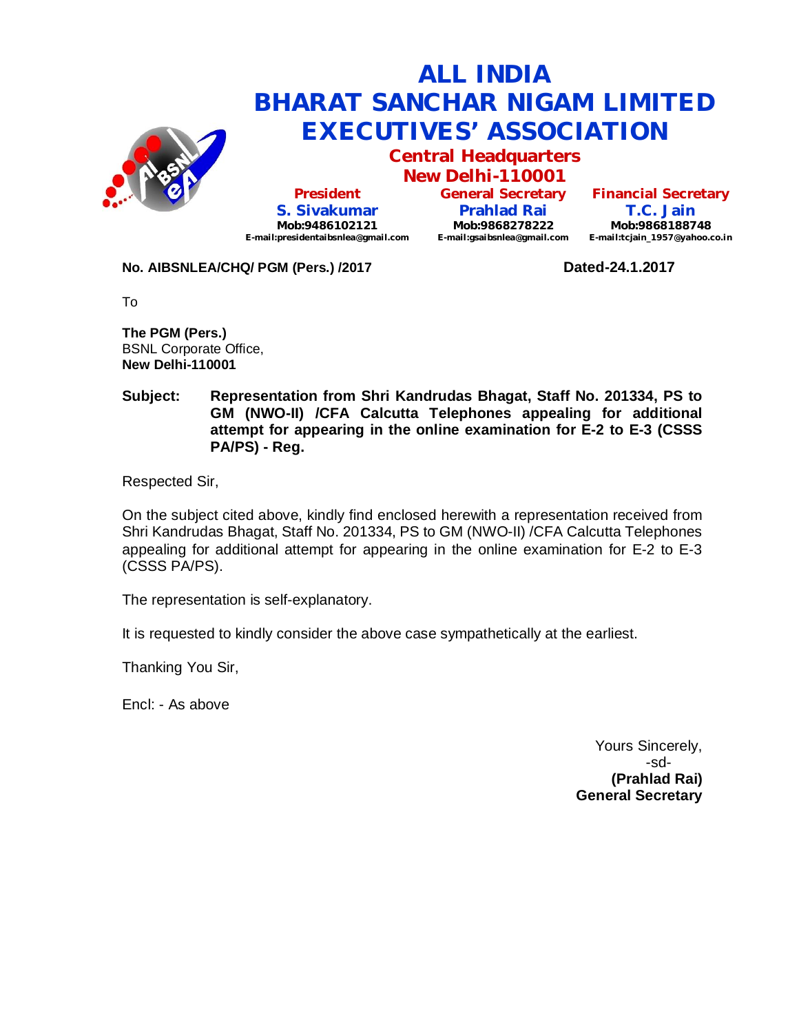# ALL INDIA BHARAT SANCHAR NIGAM LIMITED EXECUTIVES' ASSOCIATION

## Central Headquarters
## New Delhi-110001

| President | General Secretary | Financial Secretary |
| --- | --- | --- |
| **S. Sivakumar** | **Prahlad Rai** | **T.C. Jain** |
| Mob:9486102121 | Mob:9868278222 | Mob:9868188748 |
| E-mail:presidentaibsnlea@gmail.com | E-mail:gsaibsnlea@gmail.com | E-mail:tcjain_1957@yahoo.co.in |

**No. AIBSNLEA/CHQ/ PGM (Pers.) /2017** **Dated-24.1.2017**

To

**The PGM (Pers.)**
BSNL Corporate Office,
**New Delhi-110001**

**Subject: Representation from Shri Kandrudas Bhagat, Staff No. 201334, PS to GM (NWO-II) /CFA Calcutta Telephones appealing for additional attempt for appearing in the online examination for E-2 to E-3 (CSSS PA/PS) - Reg.**

Respected Sir,

On the subject cited above, kindly find enclosed herewith a representation received from Shri Kandrudas Bhagat, Staff No. 201334, PS to GM (NWO-II) /CFA Calcutta Telephones appealing for additional attempt for appearing in the online examination for E-2 to E-3 (CSSS PA/PS).

The representation is self-explanatory.

It is requested to kindly consider the above case sympathetically at the earliest.

Thanking You Sir,

Encl: - As above

Yours Sincerely,
-sd-
**(Prahlad Rai)**
**General Secretary**